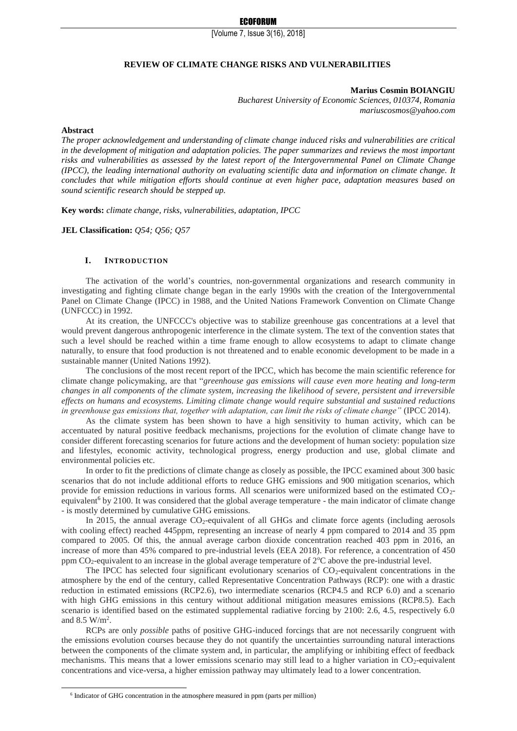# REVIEW OF CLIMATE CHANGE RISKS AND VULNERABILITIES

**Marius Cosmin BOIANGIU**
*Bucharest University of Economic Sciences, 010374, Romania*
*mariuscosmos@yahoo.com*

**Abstract**

*The proper acknowledgement and understanding of climate change induced risks and vulnerabilities are critical in the development of mitigation and adaptation policies. The paper summarizes and reviews the most important risks and vulnerabilities as assessed by the latest report of the Intergovernmental Panel on Climate Change (IPCC), the leading international authority on evaluating scientific data and information on climate change. It concludes that while mitigation efforts should continue at even higher pace, adaptation measures based on sound scientific research should be stepped up.*

**Key words:** *climate change, risks, vulnerabilities, adaptation, IPCC*

**JEL Classification:** *Q54; Q56; Q57*

## I. INTRODUCTION

The activation of the world's countries, non-governmental organizations and research community in investigating and fighting climate change began in the early 1990s with the creation of the Intergovernmental Panel on Climate Change (IPCC) in 1988, and the United Nations Framework Convention on Climate Change (UNFCCC) in 1992.

At its creation, the UNFCCC's objective was to stabilize greenhouse gas concentrations at a level that would prevent dangerous anthropogenic interference in the climate system. The text of the convention states that such a level should be reached within a time frame enough to allow ecosystems to adapt to climate change naturally, to ensure that food production is not threatened and to enable economic development to be made in a sustainable manner (United Nations 1992).

The conclusions of the most recent report of the IPCC, which has become the main scientific reference for climate change policymaking, are that "*greenhouse gas emissions will cause even more heating and long-term changes in all components of the climate system, increasing the likelihood of severe, persistent and irreversible effects on humans and ecosystems. Limiting climate change would require substantial and sustained reductions in greenhouse gas emissions that, together with adaptation, can limit the risks of climate change*" (IPCC 2014).

As the climate system has been shown to have a high sensitivity to human activity, which can be accentuated by natural positive feedback mechanisms, projections for the evolution of climate change have to consider different forecasting scenarios for future actions and the development of human society: population size and lifestyles, economic activity, technological progress, energy production and use, global climate and environmental policies etc.

In order to fit the predictions of climate change as closely as possible, the IPCC examined about 300 basic scenarios that do not include additional efforts to reduce GHG emissions and 900 mitigation scenarios, which provide for emission reductions in various forms. All scenarios were uniformized based on the estimated $CO_2$-equivalent[6] by 2100. It was considered that the global average temperature - the main indicator of climate change - is mostly determined by cumulative GHG emissions.

In 2015, the annual average $CO_2$-equivalent of all GHGs and climate force agents (including aerosols with cooling effect) reached 445ppm, representing an increase of nearly 4 ppm compared to 2014 and 35 ppm compared to 2005. Of this, the annual average carbon dioxide concentration reached 403 ppm in 2016, an increase of more than 45% compared to pre-industrial levels (EEA 2018). For reference, a concentration of 450 ppm $CO_2$-equivalent to an increase in the global average temperature of $2^oC$ above the pre-industrial level.

The IPCC has selected four significant evolutionary scenarios of $CO_2$-equivalent concentrations in the atmosphere by the end of the century, called Representative Concentration Pathways (RCP): one with a drastic reduction in estimated emissions (RCP2.6), two intermediate scenarios (RCP4.5 and RCP 6.0) and a scenario with high GHG emissions in this century without additional mitigation measures emissions (RCP8.5). Each scenario is identified based on the estimated supplemental radiative forcing by 2100: 2.6, 4.5, respectively 6.0 and 8.5 $W/m^2$.

RCPs are only *possible* paths of positive GHG-induced forcings that are not necessarily congruent with the emissions evolution courses because they do not quantify the uncertainties surrounding natural interactions between the components of the climate system and, in particular, the amplifying or inhibiting effect of feedback mechanisms. This means that a lower emissions scenario may still lead to a higher variation in $CO_2$-equivalent concentrations and vice-versa, a higher emission pathway may ultimately lead to a lower concentration.

---

[6] Indicator of GHG concentration in the atmosphere measured in ppm (parts per million)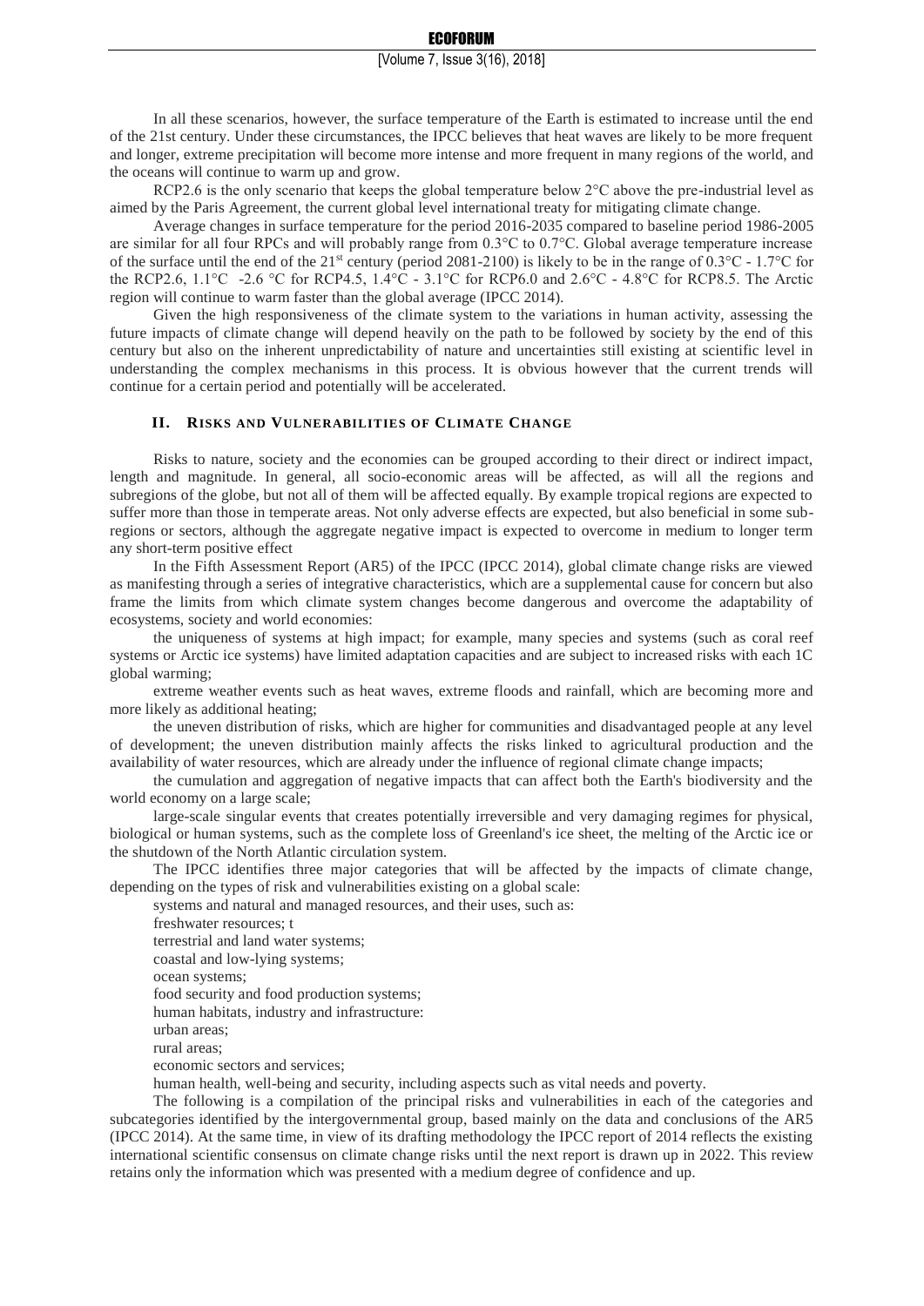In all these scenarios, however, the surface temperature of the Earth is estimated to increase until the end of the 21st century. Under these circumstances, the IPCC believes that heat waves are likely to be more frequent and longer, extreme precipitation will become more intense and more frequent in many regions of the world, and the oceans will continue to warm up and grow.

RCP2.6 is the only scenario that keeps the global temperature below 2°C above the pre-industrial level as aimed by the Paris Agreement, the current global level international treaty for mitigating climate change.

Average changes in surface temperature for the period 2016-2035 compared to baseline period 1986-2005 are similar for all four RPCs and will probably range from 0.3°C to 0.7°C. Global average temperature increase of the surface until the end of the 21st century (period 2081-2100) is likely to be in the range of 0.3°C - 1.7°C for the RCP2.6, 1.1°C -2.6 °C for RCP4.5, 1.4°C - 3.1°C for RCP6.0 and 2.6°C - 4.8°C for RCP8.5. The Arctic region will continue to warm faster than the global average (IPCC 2014).

Given the high responsiveness of the climate system to the variations in human activity, assessing the future impacts of climate change will depend heavily on the path to be followed by society by the end of this century but also on the inherent unpredictability of nature and uncertainties still existing at scientific level in understanding the complex mechanisms in this process. It is obvious however that the current trends will continue for a certain period and potentially will be accelerated.

## II. Risks and Vulnerabilities of Climate Change

Risks to nature, society and the economies can be grouped according to their direct or indirect impact, length and magnitude. In general, all socio-economic areas will be affected, as will all the regions and subregions of the globe, but not all of them will be affected equally. By example tropical regions are expected to suffer more than those in temperate areas. Not only adverse effects are expected, but also beneficial in some sub-regions or sectors, although the aggregate negative impact is expected to overcome in medium to longer term any short-term positive effect

In the Fifth Assessment Report (AR5) of the IPCC (IPCC 2014), global climate change risks are viewed as manifesting through a series of integrative characteristics, which are a supplemental cause for concern but also frame the limits from which climate system changes become dangerous and overcome the adaptability of ecosystems, society and world economies:

the uniqueness of systems at high impact; for example, many species and systems (such as coral reef systems or Arctic ice systems) have limited adaptation capacities and are subject to increased risks with each 1C global warming;

extreme weather events such as heat waves, extreme floods and rainfall, which are becoming more and more likely as additional heating;

the uneven distribution of risks, which are higher for communities and disadvantaged people at any level of development; the uneven distribution mainly affects the risks linked to agricultural production and the availability of water resources, which are already under the influence of regional climate change impacts;

the cumulation and aggregation of negative impacts that can affect both the Earth's biodiversity and the world economy on a large scale;

large-scale singular events that creates potentially irreversible and very damaging regimes for physical, biological or human systems, such as the complete loss of Greenland's ice sheet, the melting of the Arctic ice or the shutdown of the North Atlantic circulation system.

The IPCC identifies three major categories that will be affected by the impacts of climate change, depending on the types of risk and vulnerabilities existing on a global scale:

systems and natural and managed resources, and their uses, such as:

freshwater resources; t

terrestrial and land water systems;

coastal and low-lying systems;

ocean systems;

food security and food production systems;

human habitats, industry and infrastructure:

urban areas;

rural areas;

economic sectors and services;

human health, well-being and security, including aspects such as vital needs and poverty.

The following is a compilation of the principal risks and vulnerabilities in each of the categories and subcategories identified by the intergovernmental group, based mainly on the data and conclusions of the AR5 (IPCC 2014). At the same time, in view of its drafting methodology the IPCC report of 2014 reflects the existing international scientific consensus on climate change risks until the next report is drawn up in 2022. This review retains only the information which was presented with a medium degree of confidence and up.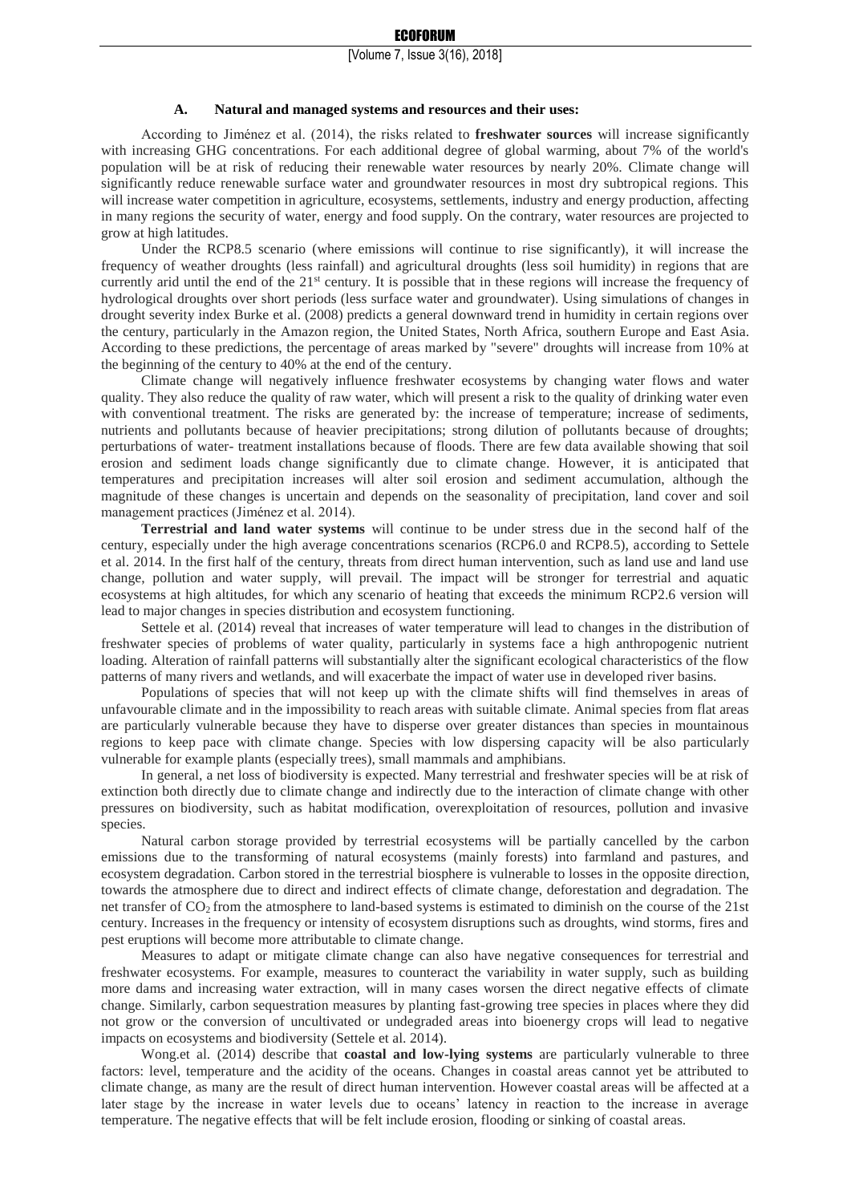### A. Natural and managed systems and resources and their uses:

According to Jiménez et al. (2014), the risks related to **freshwater sources** will increase significantly with increasing GHG concentrations. For each additional degree of global warming, about 7% of the world's population will be at risk of reducing their renewable water resources by nearly 20%. Climate change will significantly reduce renewable surface water and groundwater resources in most dry subtropical regions. This will increase water competition in agriculture, ecosystems, settlements, industry and energy production, affecting in many regions the security of water, energy and food supply. On the contrary, water resources are projected to grow at high latitudes.

Under the RCP8.5 scenario (where emissions will continue to rise significantly), it will increase the frequency of weather droughts (less rainfall) and agricultural droughts (less soil humidity) in regions that are currently arid until the end of the 21st century. It is possible that in these regions will increase the frequency of hydrological droughts over short periods (less surface water and groundwater). Using simulations of changes in drought severity index Burke et al. (2008) predicts a general downward trend in humidity in certain regions over the century, particularly in the Amazon region, the United States, North Africa, southern Europe and East Asia. According to these predictions, the percentage of areas marked by "severe" droughts will increase from 10% at the beginning of the century to 40% at the end of the century.

Climate change will negatively influence freshwater ecosystems by changing water flows and water quality. They also reduce the quality of raw water, which will present a risk to the quality of drinking water even with conventional treatment. The risks are generated by: the increase of temperature; increase of sediments, nutrients and pollutants because of heavier precipitations; strong dilution of pollutants because of droughts; perturbations of water- treatment installations because of floods. There are few data available showing that soil erosion and sediment loads change significantly due to climate change. However, it is anticipated that temperatures and precipitation increases will alter soil erosion and sediment accumulation, although the magnitude of these changes is uncertain and depends on the seasonality of precipitation, land cover and soil management practices (Jiménez et al. 2014).

**Terrestrial and land water systems** will continue to be under stress due in the second half of the century, especially under the high average concentrations scenarios (RCP6.0 and RCP8.5), according to Settele et al. 2014. In the first half of the century, threats from direct human intervention, such as land use and land use change, pollution and water supply, will prevail. The impact will be stronger for terrestrial and aquatic ecosystems at high altitudes, for which any scenario of heating that exceeds the minimum RCP2.6 version will lead to major changes in species distribution and ecosystem functioning.

Settele et al. (2014) reveal that increases of water temperature will lead to changes in the distribution of freshwater species of problems of water quality, particularly in systems face a high anthropogenic nutrient loading. Alteration of rainfall patterns will substantially alter the significant ecological characteristics of the flow patterns of many rivers and wetlands, and will exacerbate the impact of water use in developed river basins.

Populations of species that will not keep up with the climate shifts will find themselves in areas of unfavourable climate and in the impossibility to reach areas with suitable climate. Animal species from flat areas are particularly vulnerable because they have to disperse over greater distances than species in mountainous regions to keep pace with climate change. Species with low dispersing capacity will be also particularly vulnerable for example plants (especially trees), small mammals and amphibians.

In general, a net loss of biodiversity is expected. Many terrestrial and freshwater species will be at risk of extinction both directly due to climate change and indirectly due to the interaction of climate change with other pressures on biodiversity, such as habitat modification, overexploitation of resources, pollution and invasive species.

Natural carbon storage provided by terrestrial ecosystems will be partially cancelled by the carbon emissions due to the transforming of natural ecosystems (mainly forests) into farmland and pastures, and ecosystem degradation. Carbon stored in the terrestrial biosphere is vulnerable to losses in the opposite direction, towards the atmosphere due to direct and indirect effects of climate change, deforestation and degradation. The net transfer of $CO_2$ from the atmosphere to land-based systems is estimated to diminish on the course of the 21st century. Increases in the frequency or intensity of ecosystem disruptions such as droughts, wind storms, fires and pest eruptions will become more attributable to climate change.

Measures to adapt or mitigate climate change can also have negative consequences for terrestrial and freshwater ecosystems. For example, measures to counteract the variability in water supply, such as building more dams and increasing water extraction, will in many cases worsen the direct negative effects of climate change. Similarly, carbon sequestration measures by planting fast-growing tree species in places where they did not grow or the conversion of uncultivated or undegraded areas into bioenergy crops will lead to negative impacts on ecosystems and biodiversity (Settele et al. 2014).

Wong.et al. (2014) describe that **coastal and low-lying systems** are particularly vulnerable to three factors: level, temperature and the acidity of the oceans. Changes in coastal areas cannot yet be attributed to climate change, as many are the result of direct human intervention. However coastal areas will be affected at a later stage by the increase in water levels due to oceans' latency in reaction to the increase in average temperature. The negative effects that will be felt include erosion, flooding or sinking of coastal areas.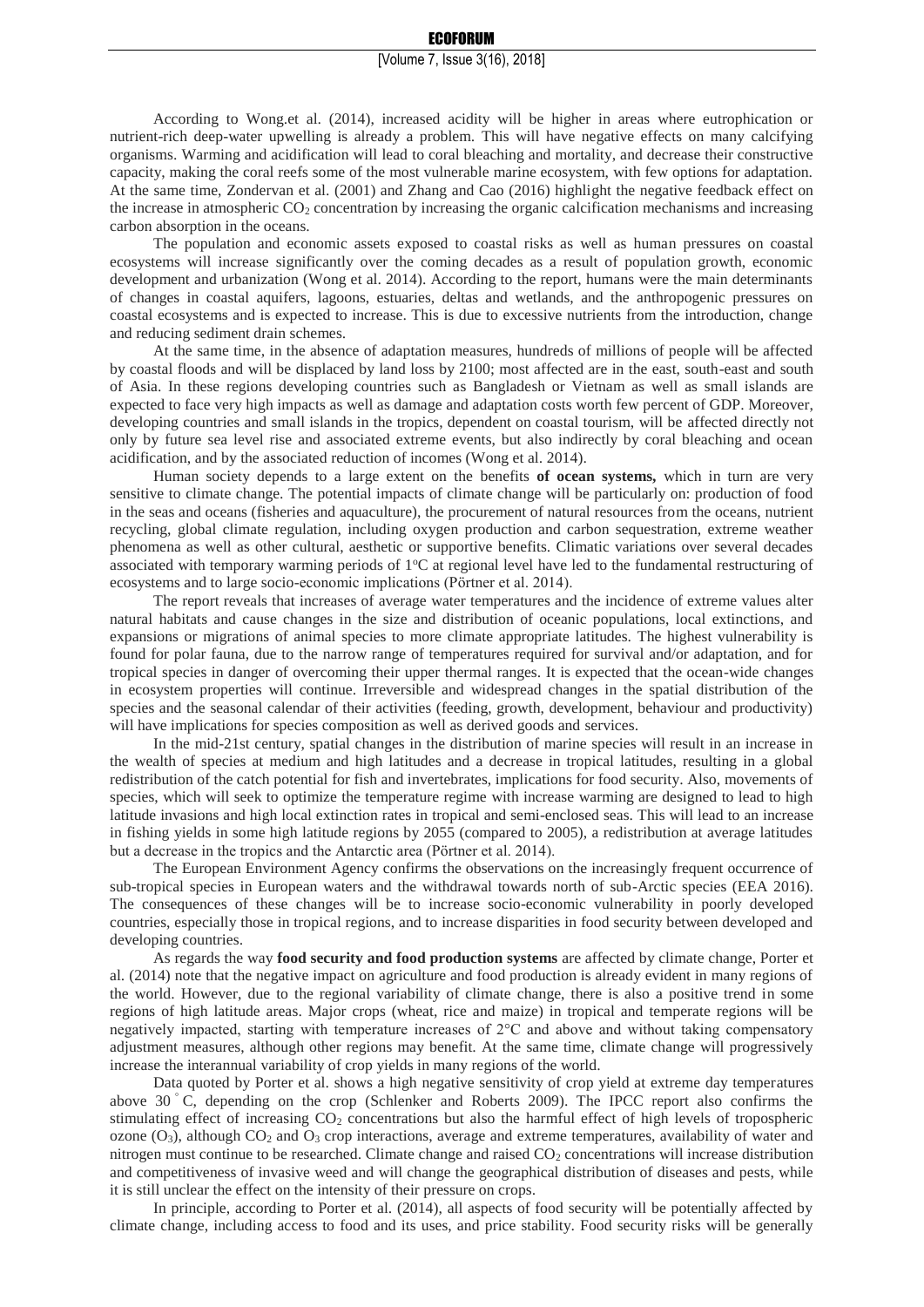According to Wong.et al. (2014), increased acidity will be higher in areas where eutrophication or nutrient-rich deep-water upwelling is already a problem. This will have negative effects on many calcifying organisms. Warming and acidification will lead to coral bleaching and mortality, and decrease their constructive capacity, making the coral reefs some of the most vulnerable marine ecosystem, with few options for adaptation. At the same time, Zondervan et al. (2001) and Zhang and Cao (2016) highlight the negative feedback effect on the increase in atmospheric $CO_2$ concentration by increasing the organic calcification mechanisms and increasing carbon absorption in the oceans.

The population and economic assets exposed to coastal risks as well as human pressures on coastal ecosystems will increase significantly over the coming decades as a result of population growth, economic development and urbanization (Wong et al. 2014). According to the report, humans were the main determinants of changes in coastal aquifers, lagoons, estuaries, deltas and wetlands, and the anthropogenic pressures on coastal ecosystems and is expected to increase. This is due to excessive nutrients from the introduction, change and reducing sediment drain schemes.

At the same time, in the absence of adaptation measures, hundreds of millions of people will be affected by coastal floods and will be displaced by land loss by 2100; most affected are in the east, south-east and south of Asia. In these regions developing countries such as Bangladesh or Vietnam as well as small islands are expected to face very high impacts as well as damage and adaptation costs worth few percent of GDP. Moreover, developing countries and small islands in the tropics, dependent on coastal tourism, will be affected directly not only by future sea level rise and associated extreme events, but also indirectly by coral bleaching and ocean acidification, and by the associated reduction of incomes (Wong et al. 2014).

Human society depends to a large extent on the benefits **of ocean systems,** which in turn are very sensitive to climate change. The potential impacts of climate change will be particularly on: production of food in the seas and oceans (fisheries and aquaculture), the procurement of natural resources from the oceans, nutrient recycling, global climate regulation, including oxygen production and carbon sequestration, extreme weather phenomena as well as other cultural, aesthetic or supportive benefits. Climatic variations over several decades associated with temporary warming periods of 1°C at regional level have led to the fundamental restructuring of ecosystems and to large socio-economic implications (Pörtner et al. 2014).

The report reveals that increases of average water temperatures and the incidence of extreme values alter natural habitats and cause changes in the size and distribution of oceanic populations, local extinctions, and expansions or migrations of animal species to more climate appropriate latitudes. The highest vulnerability is found for polar fauna, due to the narrow range of temperatures required for survival and/or adaptation, and for tropical species in danger of overcoming their upper thermal ranges. It is expected that the ocean-wide changes in ecosystem properties will continue. Irreversible and widespread changes in the spatial distribution of the species and the seasonal calendar of their activities (feeding, growth, development, behaviour and productivity) will have implications for species composition as well as derived goods and services.

In the mid-21st century, spatial changes in the distribution of marine species will result in an increase in the wealth of species at medium and high latitudes and a decrease in tropical latitudes, resulting in a global redistribution of the catch potential for fish and invertebrates, implications for food security. Also, movements of species, which will seek to optimize the temperature regime with increase warming are designed to lead to high latitude invasions and high local extinction rates in tropical and semi-enclosed seas. This will lead to an increase in fishing yields in some high latitude regions by 2055 (compared to 2005), a redistribution at average latitudes but a decrease in the tropics and the Antarctic area (Pörtner et al. 2014).

The European Environment Agency confirms the observations on the increasingly frequent occurrence of sub-tropical species in European waters and the withdrawal towards north of sub-Arctic species (EEA 2016). The consequences of these changes will be to increase socio-economic vulnerability in poorly developed countries, especially those in tropical regions, and to increase disparities in food security between developed and developing countries.

As regards the way **food security and food production systems** are affected by climate change, Porter et al. (2014) note that the negative impact on agriculture and food production is already evident in many regions of the world. However, due to the regional variability of climate change, there is also a positive trend in some regions of high latitude areas. Major crops (wheat, rice and maize) in tropical and temperate regions will be negatively impacted, starting with temperature increases of 2°C and above and without taking compensatory adjustment measures, although other regions may benefit. At the same time, climate change will progressively increase the interannual variability of crop yields in many regions of the world.

Data quoted by Porter et al. shows a high negative sensitivity of crop yield at extreme day temperatures above 30 °C, depending on the crop (Schlenker and Roberts 2009). The IPCC report also confirms the stimulating effect of increasing $CO_2$ concentrations but also the harmful effect of high levels of tropospheric ozone ($O_3$), although $CO_2$ and $O_3$ crop interactions, average and extreme temperatures, availability of water and nitrogen must continue to be researched. Climate change and raised $CO_2$ concentrations will increase distribution and competitiveness of invasive weed and will change the geographical distribution of diseases and pests, while it is still unclear the effect on the intensity of their pressure on crops.

In principle, according to Porter et al. (2014), all aspects of food security will be potentially affected by climate change, including access to food and its uses, and price stability. Food security risks will be generally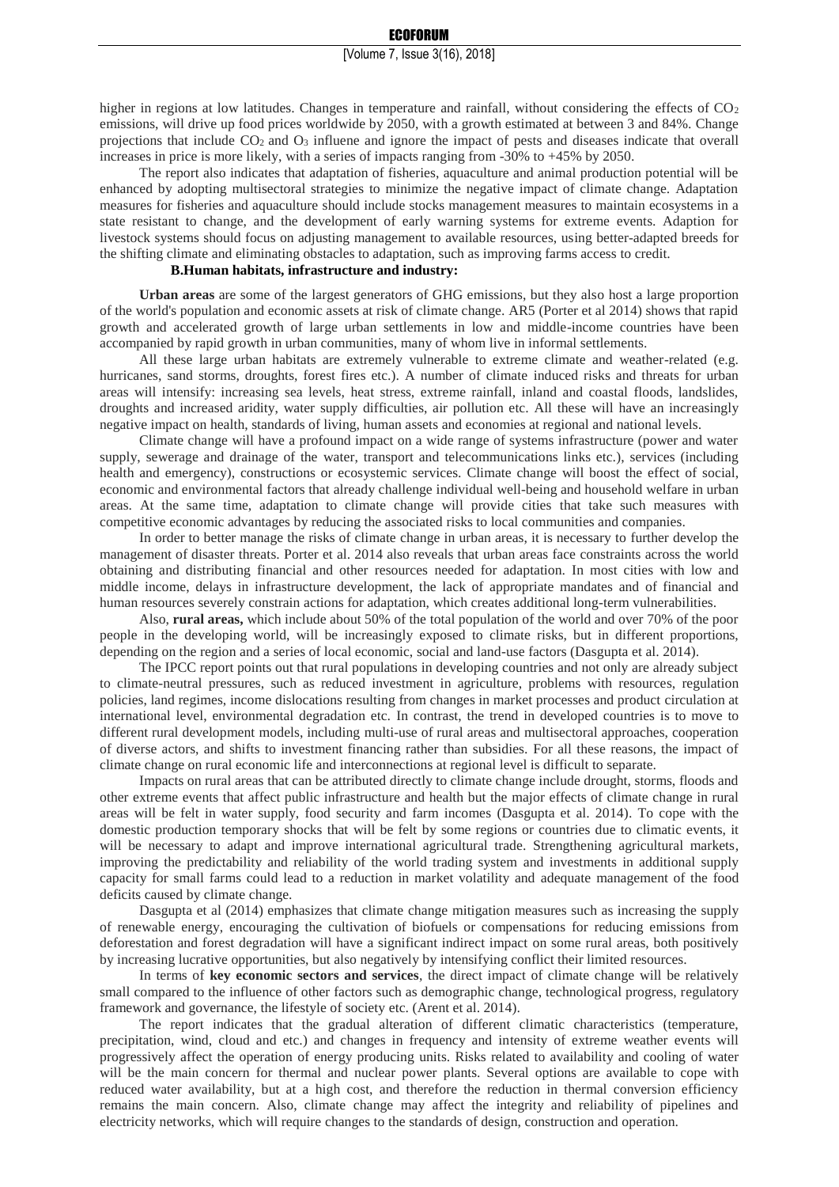higher in regions at low latitudes. Changes in temperature and rainfall, without considering the effects of $CO_2$ emissions, will drive up food prices worldwide by 2050, with a growth estimated at between 3 and 84%. Change projections that include $CO_2$ and $O_3$ influene and ignore the impact of pests and diseases indicate that overall increases in price is more likely, with a series of impacts ranging from -30% to +45% by 2050.

The report also indicates that adaptation of fisheries, aquaculture and animal production potential will be enhanced by adopting multisectoral strategies to minimize the negative impact of climate change. Adaptation measures for fisheries and aquaculture should include stocks management measures to maintain ecosystems in a state resistant to change, and the development of early warning systems for extreme events. Adaption for livestock systems should focus on adjusting management to available resources, using better-adapted breeds for the shifting climate and eliminating obstacles to adaptation, such as improving farms access to credit.

**B.Human habitats, infrastructure and industry:**

**Urban areas** are some of the largest generators of GHG emissions, but they also host a large proportion of the world's population and economic assets at risk of climate change. AR5 (Porter et al 2014) shows that rapid growth and accelerated growth of large urban settlements in low and middle-income countries have been accompanied by rapid growth in urban communities, many of whom live in informal settlements.

All these large urban habitats are extremely vulnerable to extreme climate and weather-related (e.g. hurricanes, sand storms, droughts, forest fires etc.). A number of climate induced risks and threats for urban areas will intensify: increasing sea levels, heat stress, extreme rainfall, inland and coastal floods, landslides, droughts and increased aridity, water supply difficulties, air pollution etc. All these will have an increasingly negative impact on health, standards of living, human assets and economies at regional and national levels.

Climate change will have a profound impact on a wide range of systems infrastructure (power and water supply, sewerage and drainage of the water, transport and telecommunications links etc.), services (including health and emergency), constructions or ecosystemic services. Climate change will boost the effect of social, economic and environmental factors that already challenge individual well-being and household welfare in urban areas. At the same time, adaptation to climate change will provide cities that take such measures with competitive economic advantages by reducing the associated risks to local communities and companies.

In order to better manage the risks of climate change in urban areas, it is necessary to further develop the management of disaster threats. Porter et al. 2014 also reveals that urban areas face constraints across the world obtaining and distributing financial and other resources needed for adaptation. In most cities with low and middle income, delays in infrastructure development, the lack of appropriate mandates and of financial and human resources severely constrain actions for adaptation, which creates additional long-term vulnerabilities.

Also, **rural areas,** which include about 50% of the total population of the world and over 70% of the poor people in the developing world, will be increasingly exposed to climate risks, but in different proportions, depending on the region and a series of local economic, social and land-use factors (Dasgupta et al. 2014).

The IPCC report points out that rural populations in developing countries and not only are already subject to climate-neutral pressures, such as reduced investment in agriculture, problems with resources, regulation policies, land regimes, income dislocations resulting from changes in market processes and product circulation at international level, environmental degradation etc. In contrast, the trend in developed countries is to move to different rural development models, including multi-use of rural areas and multisectoral approaches, cooperation of diverse actors, and shifts to investment financing rather than subsidies. For all these reasons, the impact of climate change on rural economic life and interconnections at regional level is difficult to separate.

Impacts on rural areas that can be attributed directly to climate change include drought, storms, floods and other extreme events that affect public infrastructure and health but the major effects of climate change in rural areas will be felt in water supply, food security and farm incomes (Dasgupta et al. 2014). To cope with the domestic production temporary shocks that will be felt by some regions or countries due to climatic events, it will be necessary to adapt and improve international agricultural trade. Strengthening agricultural markets, improving the predictability and reliability of the world trading system and investments in additional supply capacity for small farms could lead to a reduction in market volatility and adequate management of the food deficits caused by climate change.

Dasgupta et al (2014) emphasizes that climate change mitigation measures such as increasing the supply of renewable energy, encouraging the cultivation of biofuels or compensations for reducing emissions from deforestation and forest degradation will have a significant indirect impact on some rural areas, both positively by increasing lucrative opportunities, but also negatively by intensifying conflict their limited resources.

In terms of **key economic sectors and services**, the direct impact of climate change will be relatively small compared to the influence of other factors such as demographic change, technological progress, regulatory framework and governance, the lifestyle of society etc. (Arent et al. 2014).

The report indicates that the gradual alteration of different climatic characteristics (temperature, precipitation, wind, cloud and etc.) and changes in frequency and intensity of extreme weather events will progressively affect the operation of energy producing units. Risks related to availability and cooling of water will be the main concern for thermal and nuclear power plants. Several options are available to cope with reduced water availability, but at a high cost, and therefore the reduction in thermal conversion efficiency remains the main concern. Also, climate change may affect the integrity and reliability of pipelines and electricity networks, which will require changes to the standards of design, construction and operation.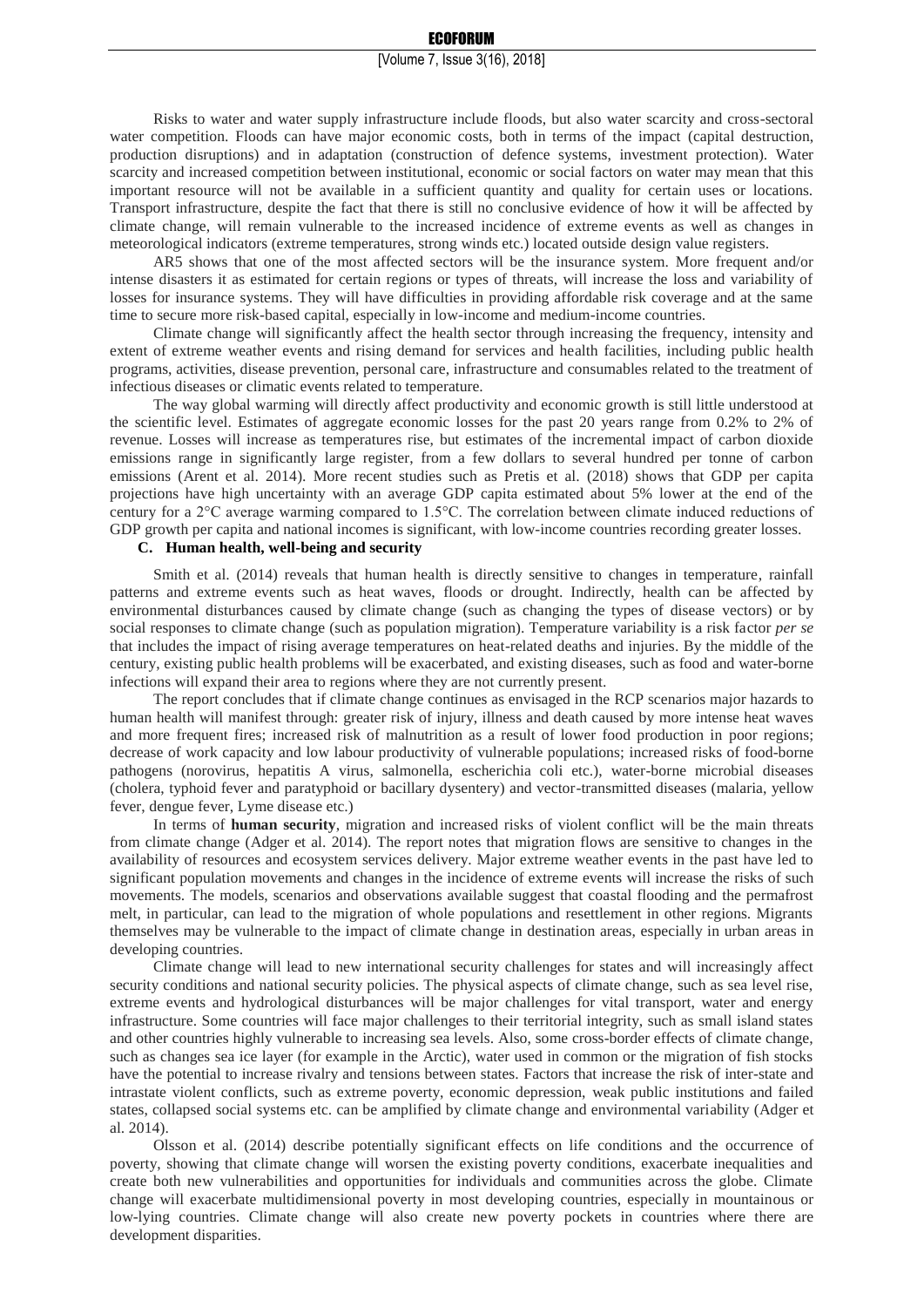Risks to water and water supply infrastructure include floods, but also water scarcity and cross-sectoral water competition. Floods can have major economic costs, both in terms of the impact (capital destruction, production disruptions) and in adaptation (construction of defence systems, investment protection). Water scarcity and increased competition between institutional, economic or social factors on water may mean that this important resource will not be available in a sufficient quantity and quality for certain uses or locations. Transport infrastructure, despite the fact that there is still no conclusive evidence of how it will be affected by climate change, will remain vulnerable to the increased incidence of extreme events as well as changes in meteorological indicators (extreme temperatures, strong winds etc.) located outside design value registers.

AR5 shows that one of the most affected sectors will be the insurance system. More frequent and/or intense disasters it as estimated for certain regions or types of threats, will increase the loss and variability of losses for insurance systems. They will have difficulties in providing affordable risk coverage and at the same time to secure more risk-based capital, especially in low-income and medium-income countries.

Climate change will significantly affect the health sector through increasing the frequency, intensity and extent of extreme weather events and rising demand for services and health facilities, including public health programs, activities, disease prevention, personal care, infrastructure and consumables related to the treatment of infectious diseases or climatic events related to temperature.

The way global warming will directly affect productivity and economic growth is still little understood at the scientific level. Estimates of aggregate economic losses for the past 20 years range from 0.2% to 2% of revenue. Losses will increase as temperatures rise, but estimates of the incremental impact of carbon dioxide emissions range in significantly large register, from a few dollars to several hundred per tonne of carbon emissions (Arent et al. 2014). More recent studies such as Pretis et al. (2018) shows that GDP per capita projections have high uncertainty with an average GDP capita estimated about 5% lower at the end of the century for a 2°C average warming compared to 1.5°C. The correlation between climate induced reductions of GDP growth per capita and national incomes is significant, with low-income countries recording greater losses.

### C. Human health, well-being and security

Smith et al. (2014) reveals that human health is directly sensitive to changes in temperature, rainfall patterns and extreme events such as heat waves, floods or drought. Indirectly, health can be affected by environmental disturbances caused by climate change (such as changing the types of disease vectors) or by social responses to climate change (such as population migration). Temperature variability is a risk factor *per se* that includes the impact of rising average temperatures on heat-related deaths and injuries. By the middle of the century, existing public health problems will be exacerbated, and existing diseases, such as food and water-borne infections will expand their area to regions where they are not currently present.

The report concludes that if climate change continues as envisaged in the RCP scenarios major hazards to human health will manifest through: greater risk of injury, illness and death caused by more intense heat waves and more frequent fires; increased risk of malnutrition as a result of lower food production in poor regions; decrease of work capacity and low labour productivity of vulnerable populations; increased risks of food-borne pathogens (norovirus, hepatitis A virus, salmonella, escherichia coli etc.), water-borne microbial diseases (cholera, typhoid fever and paratyphoid or bacillary dysentery) and vector-transmitted diseases (malaria, yellow fever, dengue fever, Lyme disease etc.)

In terms of **human security**, migration and increased risks of violent conflict will be the main threats from climate change (Adger et al. 2014). The report notes that migration flows are sensitive to changes in the availability of resources and ecosystem services delivery. Major extreme weather events in the past have led to significant population movements and changes in the incidence of extreme events will increase the risks of such movements. The models, scenarios and observations available suggest that coastal flooding and the permafrost melt, in particular, can lead to the migration of whole populations and resettlement in other regions. Migrants themselves may be vulnerable to the impact of climate change in destination areas, especially in urban areas in developing countries.

Climate change will lead to new international security challenges for states and will increasingly affect security conditions and national security policies. The physical aspects of climate change, such as sea level rise, extreme events and hydrological disturbances will be major challenges for vital transport, water and energy infrastructure. Some countries will face major challenges to their territorial integrity, such as small island states and other countries highly vulnerable to increasing sea levels. Also, some cross-border effects of climate change, such as changes sea ice layer (for example in the Arctic), water used in common or the migration of fish stocks have the potential to increase rivalry and tensions between states. Factors that increase the risk of inter-state and intrastate violent conflicts, such as extreme poverty, economic depression, weak public institutions and failed states, collapsed social systems etc. can be amplified by climate change and environmental variability (Adger et al. 2014).

Olsson et al. (2014) describe potentially significant effects on life conditions and the occurrence of poverty, showing that climate change will worsen the existing poverty conditions, exacerbate inequalities and create both new vulnerabilities and opportunities for individuals and communities across the globe. Climate change will exacerbate multidimensional poverty in most developing countries, especially in mountainous or low-lying countries. Climate change will also create new poverty pockets in countries where there are development disparities.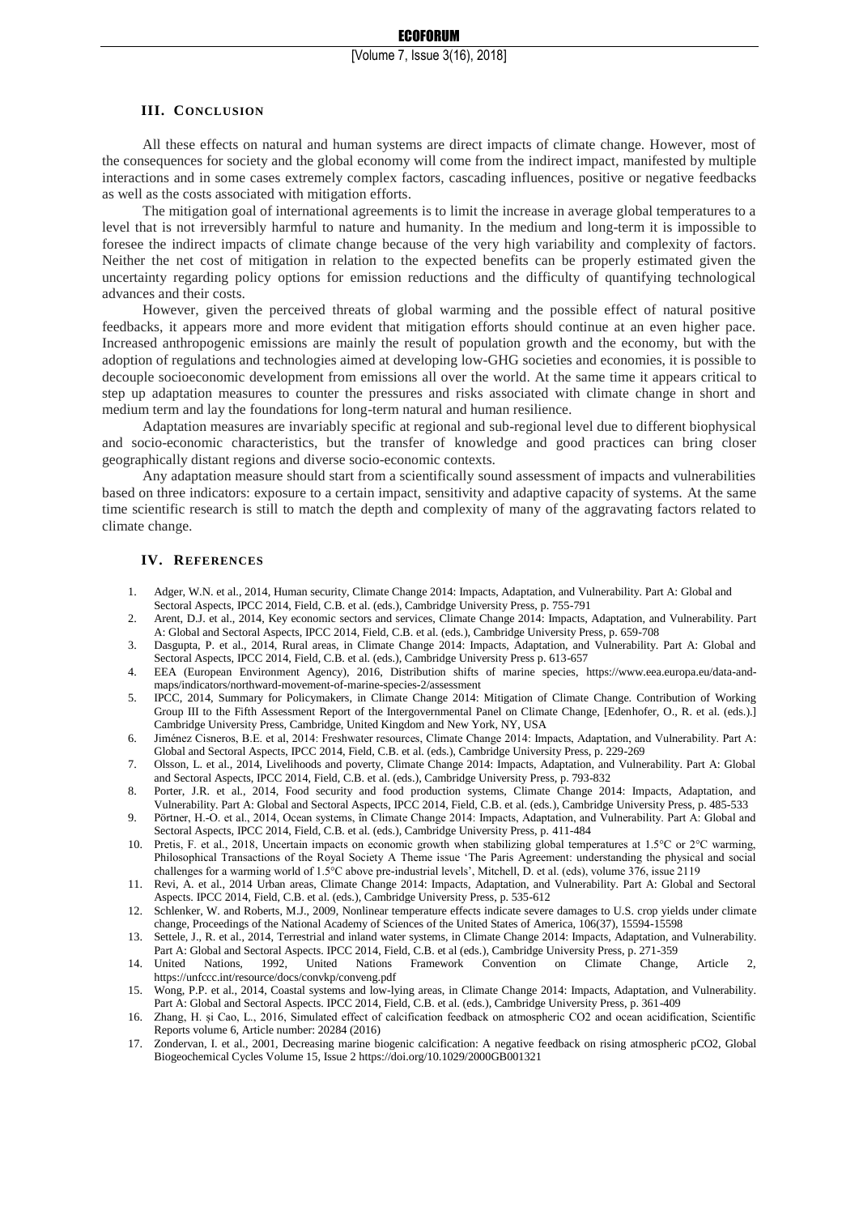## III. CONCLUSION

All these effects on natural and human systems are direct impacts of climate change. However, most of the consequences for society and the global economy will come from the indirect impact, manifested by multiple interactions and in some cases extremely complex factors, cascading influences, positive or negative feedbacks as well as the costs associated with mitigation efforts.

The mitigation goal of international agreements is to limit the increase in average global temperatures to a level that is not irreversibly harmful to nature and humanity. In the medium and long-term it is impossible to foresee the indirect impacts of climate change because of the very high variability and complexity of factors. Neither the net cost of mitigation in relation to the expected benefits can be properly estimated given the uncertainty regarding policy options for emission reductions and the difficulty of quantifying technological advances and their costs.

However, given the perceived threats of global warming and the possible effect of natural positive feedbacks, it appears more and more evident that mitigation efforts should continue at an even higher pace. Increased anthropogenic emissions are mainly the result of population growth and the economy, but with the adoption of regulations and technologies aimed at developing low-GHG societies and economies, it is possible to decouple socioeconomic development from emissions all over the world. At the same time it appears critical to step up adaptation measures to counter the pressures and risks associated with climate change in short and medium term and lay the foundations for long-term natural and human resilience.

Adaptation measures are invariably specific at regional and sub-regional level due to different biophysical and socio-economic characteristics, but the transfer of knowledge and good practices can bring closer geographically distant regions and diverse socio-economic contexts.

Any adaptation measure should start from a scientifically sound assessment of impacts and vulnerabilities based on three indicators: exposure to a certain impact, sensitivity and adaptive capacity of systems. At the same time scientific research is still to match the depth and complexity of many of the aggravating factors related to climate change.

## IV. REFERENCES

1. Adger, W.N. et al., 2014, Human security, Climate Change 2014: Impacts, Adaptation, and Vulnerability. Part A: Global and Sectoral Aspects, IPCC 2014, Field, C.B. et al. (eds.), Cambridge University Press, p. 755-791
2. Arent, D.J. et al., 2014, Key economic sectors and services, Climate Change 2014: Impacts, Adaptation, and Vulnerability. Part A: Global and Sectoral Aspects, IPCC 2014, Field, C.B. et al. (eds.), Cambridge University Press, p. 659-708
3. Dasgupta, P. et al., 2014, Rural areas, in Climate Change 2014: Impacts, Adaptation, and Vulnerability. Part A: Global and Sectoral Aspects, IPCC 2014, Field, C.B. et al. (eds.), Cambridge University Press p. 613-657
4. EEA (European Environment Agency), 2016, Distribution shifts of marine species, https://www.eea.europa.eu/data-and-maps/indicators/northward-movement-of-marine-species-2/assessment
5. IPCC, 2014, Summary for Policymakers, in Climate Change 2014: Mitigation of Climate Change. Contribution of Working Group III to the Fifth Assessment Report of the Intergovernmental Panel on Climate Change, [Edenhofer, O., R. et al. (eds.).] Cambridge University Press, Cambridge, United Kingdom and New York, NY, USA
6. Jiménez Cisneros, B.E. et al, 2014: Freshwater resources, Climate Change 2014: Impacts, Adaptation, and Vulnerability. Part A: Global and Sectoral Aspects, IPCC 2014, Field, C.B. et al. (eds.), Cambridge University Press, p. 229-269
7. Olsson, L. et al., 2014, Livelihoods and poverty, Climate Change 2014: Impacts, Adaptation, and Vulnerability. Part A: Global and Sectoral Aspects, IPCC 2014, Field, C.B. et al. (eds.), Cambridge University Press, p. 793-832
8. Porter, J.R. et al., 2014, Food security and food production systems, Climate Change 2014: Impacts, Adaptation, and Vulnerability. Part A: Global and Sectoral Aspects, IPCC 2014, Field, C.B. et al. (eds.), Cambridge University Press, p. 485-533
9. Pörtner, H.-O. et al., 2014, Ocean systems, în Climate Change 2014: Impacts, Adaptation, and Vulnerability. Part A: Global and Sectoral Aspects, IPCC 2014, Field, C.B. et al. (eds.), Cambridge University Press, p. 411-484
10. Pretis, F. et al., 2018, Uncertain impacts on economic growth when stabilizing global temperatures at 1.5°C or 2°C warming, Philosophical Transactions of the Royal Society A Theme issue 'The Paris Agreement: understanding the physical and social challenges for a warming world of 1.5°C above pre-industrial levels', Mitchell, D. et al. (eds), volume 376, issue 2119
11. Revi, A. et al., 2014 Urban areas, Climate Change 2014: Impacts, Adaptation, and Vulnerability. Part A: Global and Sectoral Aspects. IPCC 2014, Field, C.B. et al. (eds.), Cambridge University Press, p. 535-612
12. Schlenker, W. and Roberts, M.J., 2009, Nonlinear temperature effects indicate severe damages to U.S. crop yields under climate change, Proceedings of the National Academy of Sciences of the United States of America, 106(37), 15594-15598
13. Settele, J., R. et al., 2014, Terrestrial and inland water systems, in Climate Change 2014: Impacts, Adaptation, and Vulnerability. Part A: Global and Sectoral Aspects. IPCC 2014, Field, C.B. et al (eds.), Cambridge University Press, p. 271-359
14. United Nations, 1992, United Nations Framework Convention on Climate Change, Article 2, https://unfccc.int/resource/docs/convkp/conveng.pdf
15. Wong, P.P. et al., 2014, Coastal systems and low-lying areas, in Climate Change 2014: Impacts, Adaptation, and Vulnerability. Part A: Global and Sectoral Aspects. IPCC 2014, Field, C.B. et al. (eds.), Cambridge University Press, p. 361-409
16. Zhang, H. și Cao, L., 2016, Simulated effect of calcification feedback on atmospheric CO2 and ocean acidification, Scientific Reports volume 6, Article number: 20284 (2016)
17. Zondervan, I. et al., 2001, Decreasing marine biogenic calcification: A negative feedback on rising atmospheric pCO2, Global Biogeochemical Cycles Volume 15, Issue 2 https://doi.org/10.1029/2000GB001321